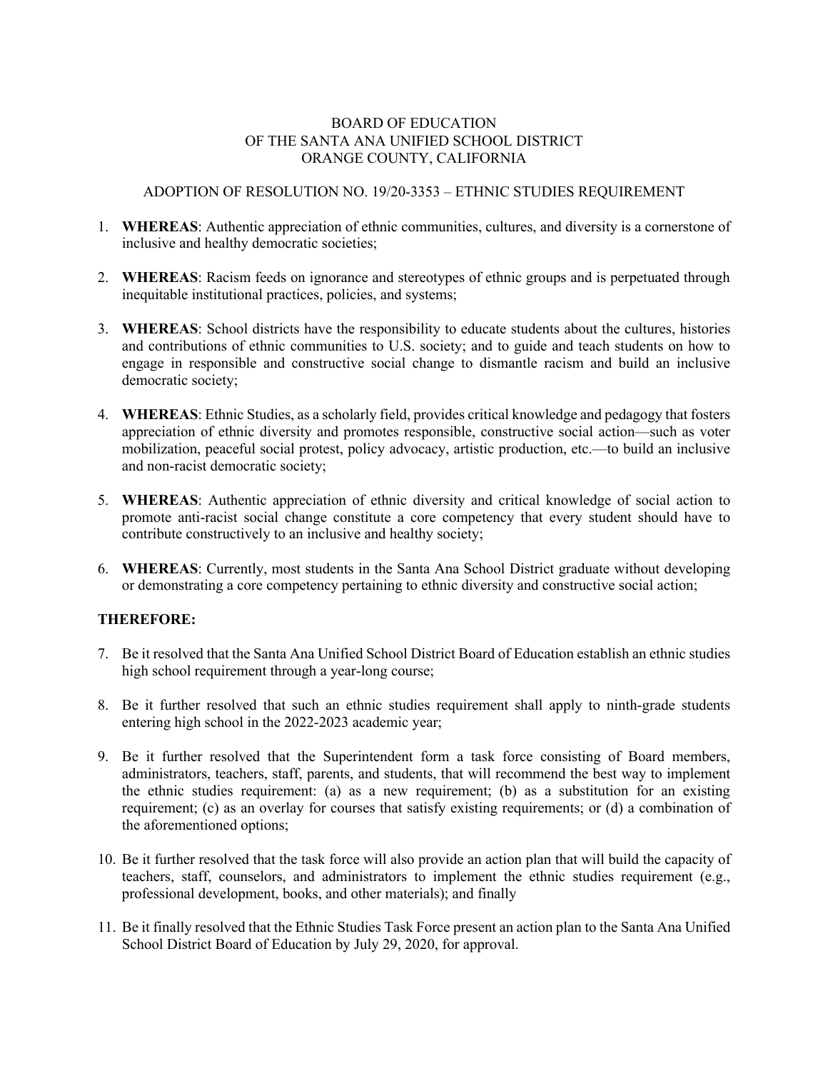BOARD OF EDUCATION
OF THE SANTA ANA UNIFIED SCHOOL DISTRICT
ORANGE COUNTY, CALIFORNIA

ADOPTION OF RESOLUTION NO. 19/20-3353 – ETHNIC STUDIES REQUIREMENT

1. **WHEREAS**: Authentic appreciation of ethnic communities, cultures, and diversity is a cornerstone of inclusive and healthy democratic societies;

2. **WHEREAS**: Racism feeds on ignorance and stereotypes of ethnic groups and is perpetuated through inequitable institutional practices, policies, and systems;

3. **WHEREAS**: School districts have the responsibility to educate students about the cultures, histories and contributions of ethnic communities to U.S. society; and to guide and teach students on how to engage in responsible and constructive social change to dismantle racism and build an inclusive democratic society;

4. **WHEREAS**: Ethnic Studies, as a scholarly field, provides critical knowledge and pedagogy that fosters appreciation of ethnic diversity and promotes responsible, constructive social action—such as voter mobilization, peaceful social protest, policy advocacy, artistic production, etc.—to build an inclusive and non-racist democratic society;

5. **WHEREAS**: Authentic appreciation of ethnic diversity and critical knowledge of social action to promote anti-racist social change constitute a core competency that every student should have to contribute constructively to an inclusive and healthy society;

6. **WHEREAS**: Currently, most students in the Santa Ana School District graduate without developing or demonstrating a core competency pertaining to ethnic diversity and constructive social action;

**THEREFORE:**

7. Be it resolved that the Santa Ana Unified School District Board of Education establish an ethnic studies high school requirement through a year-long course;

8. Be it further resolved that such an ethnic studies requirement shall apply to ninth-grade students entering high school in the 2022-2023 academic year;

9. Be it further resolved that the Superintendent form a task force consisting of Board members, administrators, teachers, staff, parents, and students, that will recommend the best way to implement the ethnic studies requirement: (a) as a new requirement; (b) as a substitution for an existing requirement; (c) as an overlay for courses that satisfy existing requirements; or (d) a combination of the aforementioned options;

10. Be it further resolved that the task force will also provide an action plan that will build the capacity of teachers, staff, counselors, and administrators to implement the ethnic studies requirement (e.g., professional development, books, and other materials); and finally

11. Be it finally resolved that the Ethnic Studies Task Force present an action plan to the Santa Ana Unified School District Board of Education by July 29, 2020, for approval.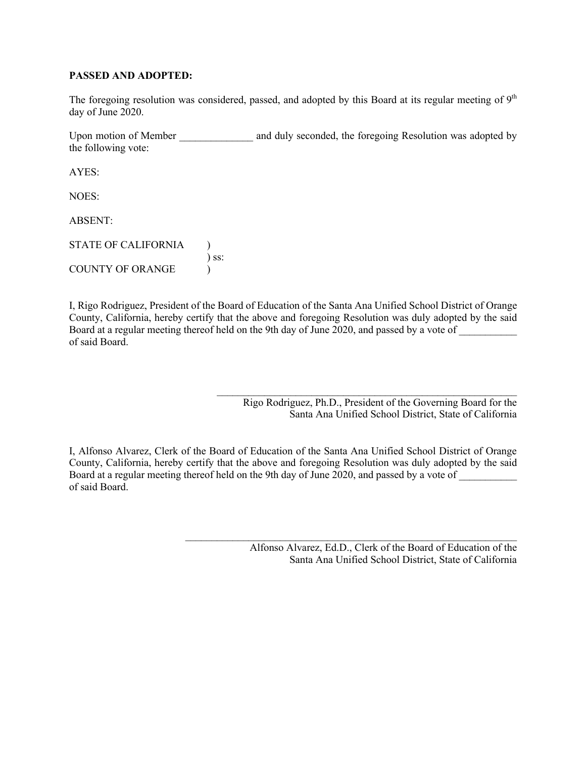**PASSED AND ADOPTED:**

The foregoing resolution was considered, passed, and adopted by this Board at its regular meeting of 9th day of June 2020.

Upon motion of Member ______________ and duly seconded, the foregoing Resolution was adopted by the following vote:

AYES:

NOES:

ABSENT:

STATE OF CALIFORNIA )
) ss:
COUNTY OF ORANGE )

I, Rigo Rodriguez, President of the Board of Education of the Santa Ana Unified School District of Orange County, California, hereby certify that the above and foregoing Resolution was duly adopted by the said Board at a regular meeting thereof held on the 9th day of June 2020, and passed by a vote of ___________ of said Board.

____________________________________________________________
Rigo Rodriguez, Ph.D., President of the Governing Board for the
Santa Ana Unified School District, State of California

I, Alfonso Alvarez, Clerk of the Board of Education of the Santa Ana Unified School District of Orange County, California, hereby certify that the above and foregoing Resolution was duly adopted by the said Board at a regular meeting thereof held on the 9th day of June 2020, and passed by a vote of ___________ of said Board.

____________________________________________________________
Alfonso Alvarez, Ed.D., Clerk of the Board of Education of the
Santa Ana Unified School District, State of California